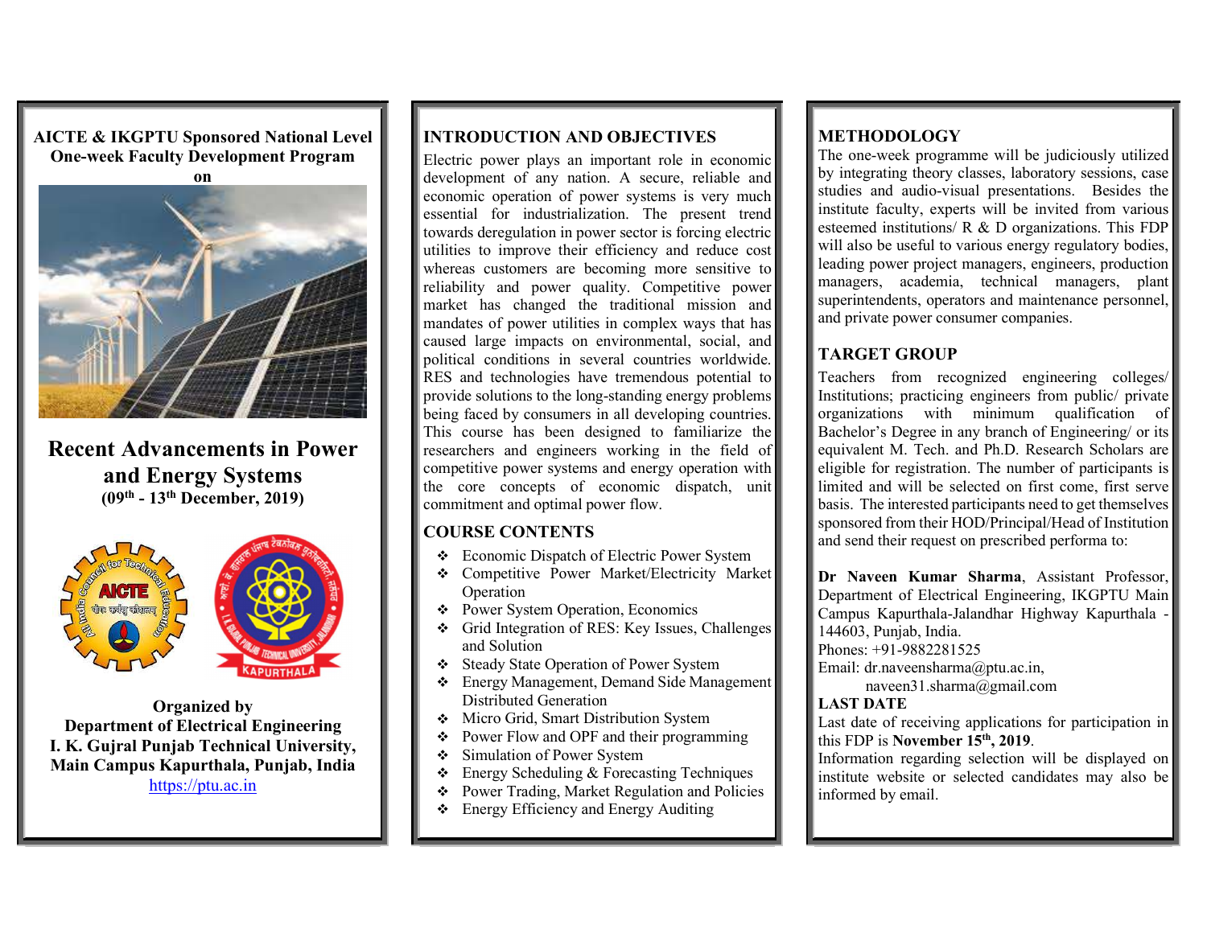**AICTE & IKGPTU Sponsored National Level One-week Faculty Development Program on**

# Recent Advancements in Power and Energy Systems

**(09th - 13th December, 2019)**

**Organized by**
**Department of Electrical Engineering**
**I. K. Gujral Punjab Technical University, Main Campus Kapurthala, Punjab, India**
https://ptu.ac.in

## INTRODUCTION AND OBJECTIVES

Electric power plays an important role in economic development of any nation. A secure, reliable and economic operation of power systems is very much essential for industrialization. The present trend towards deregulation in power sector is forcing electric utilities to improve their efficiency and reduce cost whereas customers are becoming more sensitive to reliability and power quality. Competitive power market has changed the traditional mission and mandates of power utilities in complex ways that has caused large impacts on environmental, social, and political conditions in several countries worldwide. RES and technologies have tremendous potential to provide solutions to the long-standing energy problems being faced by consumers in all developing countries. This course has been designed to familiarize the researchers and engineers working in the field of competitive power systems and energy operation with the core concepts of economic dispatch, unit commitment and optimal power flow.

## COURSE CONTENTS

- Economic Dispatch of Electric Power System
- Competitive Power Market/Electricity Market Operation
- Power System Operation, Economics
- Grid Integration of RES: Key Issues, Challenges and Solution
- Steady State Operation of Power System
- Energy Management, Demand Side Management Distributed Generation
- Micro Grid, Smart Distribution System
- Power Flow and OPF and their programming
- Simulation of Power System
- Energy Scheduling & Forecasting Techniques
- Power Trading, Market Regulation and Policies
- Energy Efficiency and Energy Auditing

## METHODOLOGY

The one-week programme will be judiciously utilized by integrating theory classes, laboratory sessions, case studies and audio-visual presentations. Besides the institute faculty, experts will be invited from various esteemed institutions/ R & D organizations. This FDP will also be useful to various energy regulatory bodies, leading power project managers, engineers, production managers, academia, technical managers, plant superintendents, operators and maintenance personnel, and private power consumer companies.

## TARGET GROUP

Teachers from recognized engineering colleges/ Institutions; practicing engineers from public/ private organizations with minimum qualification of Bachelor's Degree in any branch of Engineering/ or its equivalent M. Tech. and Ph.D. Research Scholars are eligible for registration. The number of participants is limited and will be selected on first come, first serve basis. The interested participants need to get themselves sponsored from their HOD/Principal/Head of Institution and send their request on prescribed performa to:

**Dr Naveen Kumar Sharma**, Assistant Professor, Department of Electrical Engineering, IKGPTU Main Campus Kapurthala-Jalandhar Highway Kapurthala - 144603, Punjab, India.
Phones: +91-9882281525
Email: dr.naveensharma@ptu.ac.in,
naveen31.sharma@gmail.com

## LAST DATE

Last date of receiving applications for participation in this FDP is **November 15th, 2019**.
Information regarding selection will be displayed on institute website or selected candidates may also be informed by email.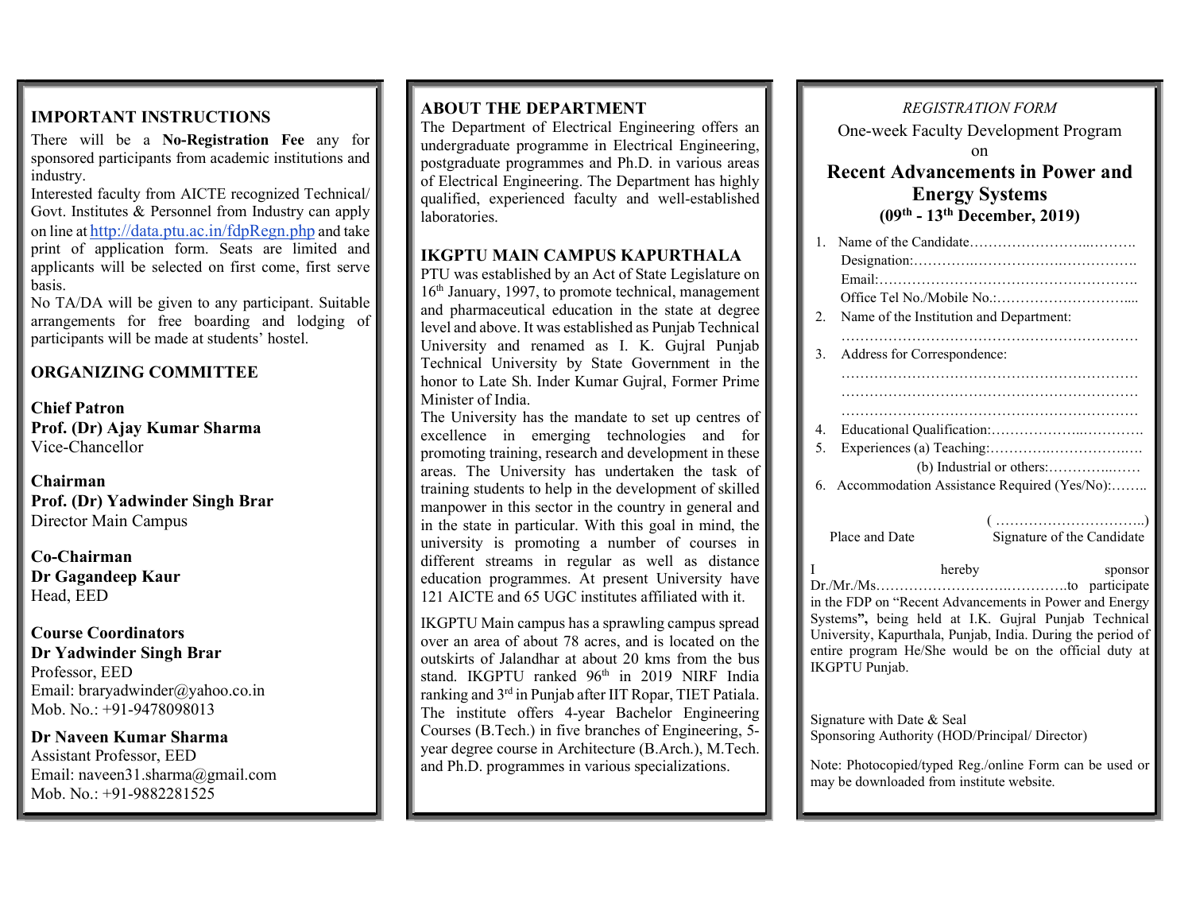## IMPORTANT INSTRUCTIONS

There will be a **No-Registration Fee** any for sponsored participants from academic institutions and industry.

Interested faculty from AICTE recognized Technical/ Govt. Institutes & Personnel from Industry can apply on line at http://data.ptu.ac.in/fdpRegn.php and take print of application form. Seats are limited and applicants will be selected on first come, first serve basis.

No TA/DA will be given to any participant. Suitable arrangements for free boarding and lodging of participants will be made at students' hostel.

## ORGANIZING COMMITTEE

**Chief Patron**
**Prof. (Dr) Ajay Kumar Sharma**
Vice-Chancellor

**Chairman**
**Prof. (Dr) Yadwinder Singh Brar**
Director Main Campus

**Co-Chairman**
**Dr Gagandeep Kaur**
Head, EED

**Course Coordinators**
**Dr Yadwinder Singh Brar**
Professor, EED
Email: braryadwinder@yahoo.co.in
Mob. No.: +91-9478098013

**Dr Naveen Kumar Sharma**
Assistant Professor, EED
Email: naveen31.sharma@gmail.com
Mob. No.: +91-9882281525

## ABOUT THE DEPARTMENT

The Department of Electrical Engineering offers an undergraduate programme in Electrical Engineering, postgraduate programmes and Ph.D. in various areas of Electrical Engineering. The Department has highly qualified, experienced faculty and well-established laboratories.

## IKGPTU MAIN CAMPUS KAPURTHALA

PTU was established by an Act of State Legislature on 16th January, 1997, to promote technical, management and pharmaceutical education in the state at degree level and above. It was established as Punjab Technical University and renamed as I. K. Gujral Punjab Technical University by State Government in the honor to Late Sh. Inder Kumar Gujral, Former Prime Minister of India.

The University has the mandate to set up centres of excellence in emerging technologies and for promoting training, research and development in these areas. The University has undertaken the task of training students to help in the development of skilled manpower in this sector in the country in general and in the state in particular. With this goal in mind, the university is promoting a number of courses in different streams in regular as well as distance education programmes. At present University have 121 AICTE and 65 UGC institutes affiliated with it.

IKGPTU Main campus has a sprawling campus spread over an area of about 78 acres, and is located on the outskirts of Jalandhar at about 20 kms from the bus stand. IKGPTU ranked 96th in 2019 NIRF India ranking and 3rd in Punjab after IIT Ropar, TIET Patiala. The institute offers 4-year Bachelor Engineering Courses (B.Tech.) in five branches of Engineering, 5-year degree course in Architecture (B.Arch.), M.Tech. and Ph.D. programmes in various specializations.

*REGISTRATION FORM*

One-week Faculty Development Program
on

## Recent Advancements in Power and Energy Systems

**(09th - 13th December, 2019)**

1. Name of the Candidate………………………..……….
   Designation:…………….…………………….…………….
   Email:……………………………………………………….
   Office Tel No./Mobile No.:………………………….....
2. Name of the Institution and Department:
   ……………………………………………………………
3. Address for Correspondence:
   ……………………………………………………………
   ……………………………………………………………
   ……………………………………………………………
4. Educational Qualification:………………...………….
5. Experiences (a) Teaching:…………….……………….…
   (b) Industrial or others:…………..……
6. Accommodation Assistance Required (Yes/No):……..

Place and Date ( …………………………..)
Signature of the Candidate

I hereby sponsor Dr./Mr./Ms……………………….………….to participate in the FDP on "Recent Advancements in Power and Energy Systems**",** being held at I.K. Gujral Punjab Technical University, Kapurthala, Punjab, India. During the period of entire program He/She would be on the official duty at IKGPTU Punjab.

Signature with Date & Seal
Sponsoring Authority (HOD/Principal/ Director)

Note: Photocopied/typed Reg./online Form can be used or may be downloaded from institute website.